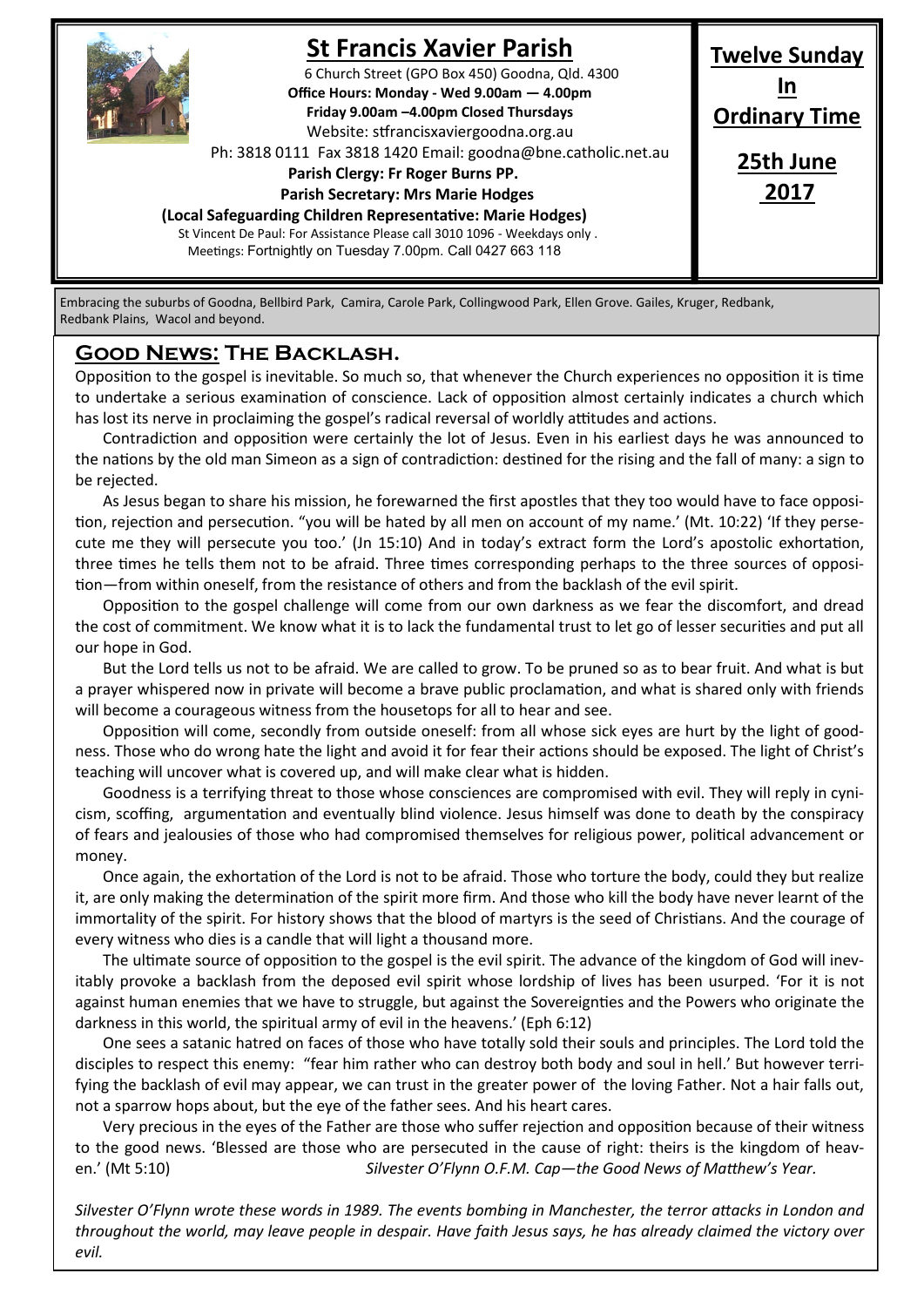# St Francis Xavier Parish

6 Church Street (GPO Box 450) Goodna, Qld. 4300

**Office Hours: Monday - Wed 9.00am — 4.00pm**

**Friday 9.00am –4.00pm Closed Thursdays**

Website: stfrancisxaviergoodna.org.au

Ph: 3818 0111 Fax 3818 1420 Email: goodna@bne.catholic.net.au

**Parish Clergy: Fr Roger Burns PP.**

**Parish Secretary: Mrs Marie Hodges**

**(Local Safeguarding Children Representative: Marie Hodges)**

St Vincent De Paul: For Assistance Please call 3010 1096 - Weekdays only .

Meetings: Fortnightly on Tuesday 7.00pm. Call 0427 663 118

**Twelve Sunday In Ordinary Time**

**25th June 2017**

Embracing the suburbs of Goodna, Bellbird Park, Camira, Carole Park, Collingwood Park, Ellen Grove. Gailes, Kruger, Redbank, Redbank Plains, Wacol and beyond.

## Good News: The Backlash.

Opposition to the gospel is inevitable. So much so, that whenever the Church experiences no opposition it is time to undertake a serious examination of conscience. Lack of opposition almost certainly indicates a church which has lost its nerve in proclaiming the gospel's radical reversal of worldly attitudes and actions.

Contradiction and opposition were certainly the lot of Jesus. Even in his earliest days he was announced to the nations by the old man Simeon as a sign of contradiction: destined for the rising and the fall of many: a sign to be rejected.

As Jesus began to share his mission, he forewarned the first apostles that they too would have to face opposition, rejection and persecution. "you will be hated by all men on account of my name.' (Mt. 10:22) 'If they persecute me they will persecute you too.' (Jn 15:10) And in today's extract form the Lord's apostolic exhortation, three times he tells them not to be afraid. Three times corresponding perhaps to the three sources of opposition—from within oneself, from the resistance of others and from the backlash of the evil spirit.

Opposition to the gospel challenge will come from our own darkness as we fear the discomfort, and dread the cost of commitment. We know what it is to lack the fundamental trust to let go of lesser securities and put all our hope in God.

But the Lord tells us not to be afraid. We are called to grow. To be pruned so as to bear fruit. And what is but a prayer whispered now in private will become a brave public proclamation, and what is shared only with friends will become a courageous witness from the housetops for all to hear and see.

Opposition will come, secondly from outside oneself: from all whose sick eyes are hurt by the light of goodness. Those who do wrong hate the light and avoid it for fear their actions should be exposed. The light of Christ's teaching will uncover what is covered up, and will make clear what is hidden.

Goodness is a terrifying threat to those whose consciences are compromised with evil. They will reply in cynicism, scoffing, argumentation and eventually blind violence. Jesus himself was done to death by the conspiracy of fears and jealousies of those who had compromised themselves for religious power, political advancement or money.

Once again, the exhortation of the Lord is not to be afraid. Those who torture the body, could they but realize it, are only making the determination of the spirit more firm. And those who kill the body have never learnt of the immortality of the spirit. For history shows that the blood of martyrs is the seed of Christians. And the courage of every witness who dies is a candle that will light a thousand more.

The ultimate source of opposition to the gospel is the evil spirit. The advance of the kingdom of God will inevitably provoke a backlash from the deposed evil spirit whose lordship of lives has been usurped. 'For it is not against human enemies that we have to struggle, but against the Sovereignties and the Powers who originate the darkness in this world, the spiritual army of evil in the heavens.' (Eph 6:12)

One sees a satanic hatred on faces of those who have totally sold their souls and principles. The Lord told the disciples to respect this enemy: "fear him rather who can destroy both body and soul in hell.' But however terrifying the backlash of evil may appear, we can trust in the greater power of the loving Father. Not a hair falls out, not a sparrow hops about, but the eye of the father sees. And his heart cares.

Very precious in the eyes of the Father are those who suffer rejection and opposition because of their witness to the good news. 'Blessed are those who are persecuted in the cause of right: theirs is the kingdom of heaven.' (Mt 5:10) *Silvester O'Flynn O.F.M. Cap—the Good News of Matthew's Year.*

*Silvester O'Flynn wrote these words in 1989. The events bombing in Manchester, the terror attacks in London and throughout the world, may leave people in despair. Have faith Jesus says, he has already claimed the victory over evil.*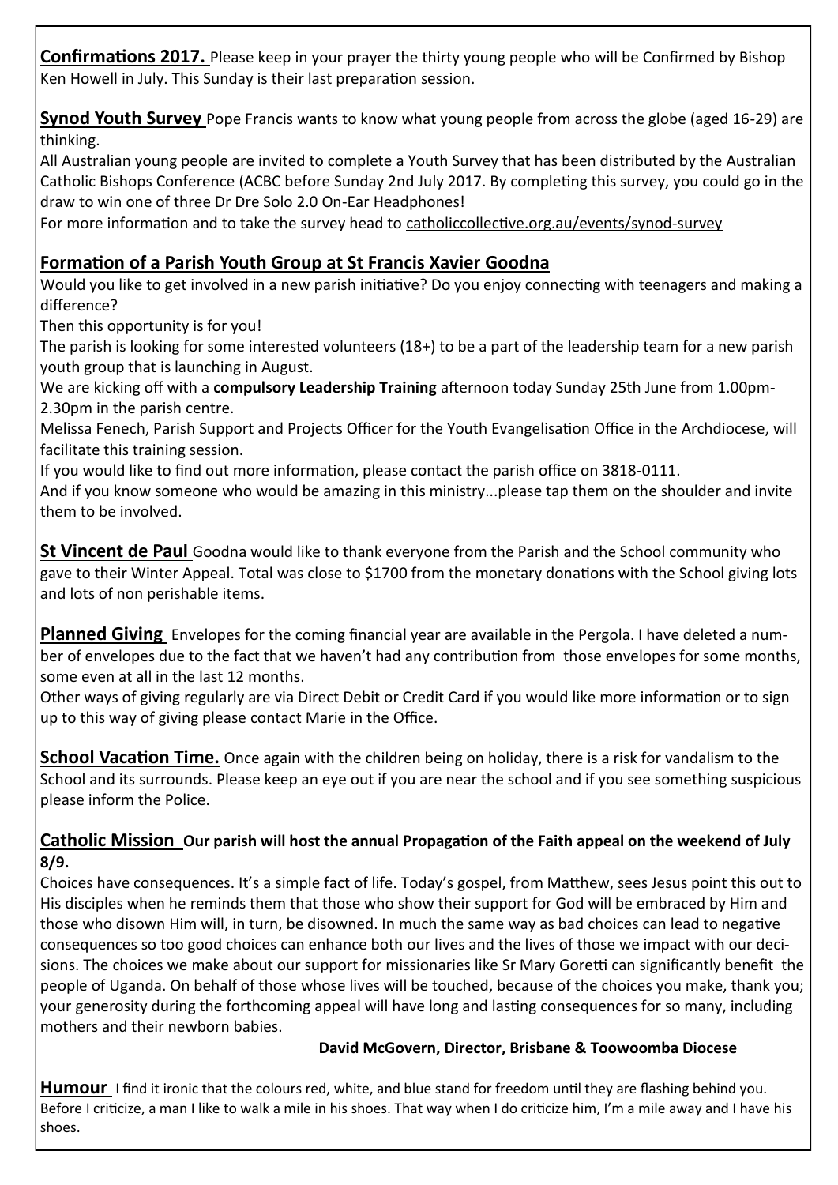**Confirmations 2017.** Please keep in your prayer the thirty young people who will be Confirmed by Bishop Ken Howell in July. This Sunday is their last preparation session.

**Synod Youth Survey** Pope Francis wants to know what young people from across the globe (aged 16-29) are thinking.

All Australian young people are invited to complete a Youth Survey that has been distributed by the Australian Catholic Bishops Conference (ACBC before Sunday 2nd July 2017. By completing this survey, you could go in the draw to win one of three Dr Dre Solo 2.0 On-Ear Headphones!

For more information and to take the survey head to catholiccollective.org.au/events/synod-survey

## Formation of a Parish Youth Group at St Francis Xavier Goodna

Would you like to get involved in a new parish initiative? Do you enjoy connecting with teenagers and making a difference?

Then this opportunity is for you!

The parish is looking for some interested volunteers (18+) to be a part of the leadership team for a new parish youth group that is launching in August.

We are kicking off with a **compulsory Leadership Training** afternoon today Sunday 25th June from 1.00pm-2.30pm in the parish centre.

Melissa Fenech, Parish Support and Projects Officer for the Youth Evangelisation Office in the Archdiocese, will facilitate this training session.

If you would like to find out more information, please contact the parish office on 3818-0111.

And if you know someone who would be amazing in this ministry...please tap them on the shoulder and invite them to be involved.

**St Vincent de Paul** Goodna would like to thank everyone from the Parish and the School community who gave to their Winter Appeal. Total was close to $1700 from the monetary donations with the School giving lots and lots of non perishable items.

**Planned Giving** Envelopes for the coming financial year are available in the Pergola. I have deleted a number of envelopes due to the fact that we haven't had any contribution from those envelopes for some months, some even at all in the last 12 months.

Other ways of giving regularly are via Direct Debit or Credit Card if you would like more information or to sign up to this way of giving please contact Marie in the Office.

**School Vacation Time.** Once again with the children being on holiday, there is a risk for vandalism to the School and its surrounds. Please keep an eye out if you are near the school and if you see something suspicious please inform the Police.

**Catholic Mission Our parish will host the annual Propagation of the Faith appeal on the weekend of July 8/9.**

Choices have consequences. It's a simple fact of life. Today's gospel, from Matthew, sees Jesus point this out to His disciples when he reminds them that those who show their support for God will be embraced by Him and those who disown Him will, in turn, be disowned. In much the same way as bad choices can lead to negative consequences so too good choices can enhance both our lives and the lives of those we impact with our decisions. The choices we make about our support for missionaries like Sr Mary Goretti can significantly benefit the people of Uganda. On behalf of those whose lives will be touched, because of the choices you make, thank you; your generosity during the forthcoming appeal will have long and lasting consequences for so many, including mothers and their newborn babies.

**David McGovern, Director, Brisbane & Toowoomba Diocese**

**Humour** I find it ironic that the colours red, white, and blue stand for freedom until they are flashing behind you. Before I criticize, a man I like to walk a mile in his shoes. That way when I do criticize him, I'm a mile away and I have his shoes.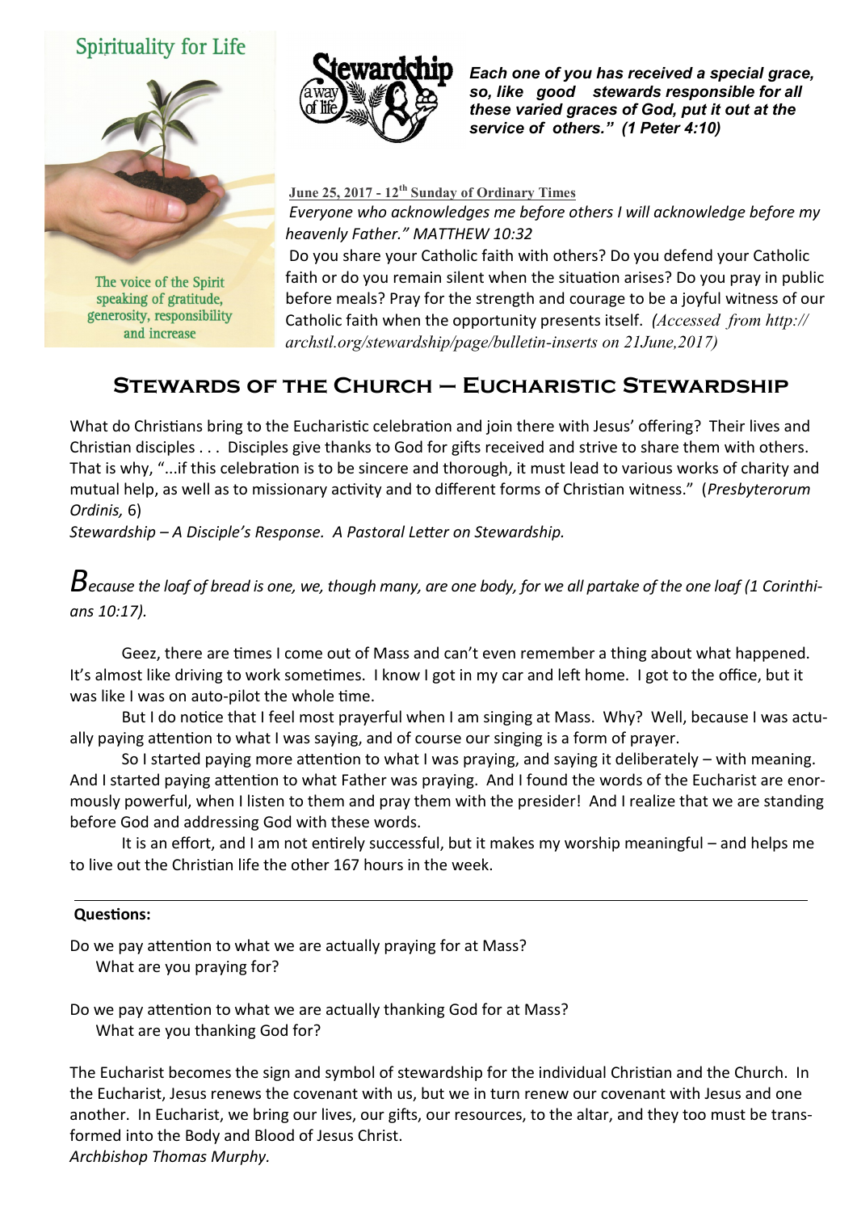Spirituality for Life

The voice of the Spirit speaking of gratitude, generosity, responsibility and increase

***Each one of you has received a special grace, so, like good stewards responsible for all these varied graces of God, put it out at the service of others." (1 Peter 4:10)***

**June 25, 2017 - 12th Sunday of Ordinary Times**

*Everyone who acknowledges me before others I will acknowledge before my heavenly Father." MATTHEW 10:32*

Do you share your Catholic faith with others? Do you defend your Catholic faith or do you remain silent when the situation arises? Do you pray in public before meals? Pray for the strength and courage to be a joyful witness of our Catholic faith when the opportunity presents itself. *(Accessed from http://archstl.org/stewardship/page/bulletin-inserts on 21June,2017)*

## Stewards of the Church – Eucharistic Stewardship

What do Christians bring to the Eucharistic celebration and join there with Jesus' offering? Their lives and Christian disciples . . . Disciples give thanks to God for gifts received and strive to share them with others. That is why, "...if this celebration is to be sincere and thorough, it must lead to various works of charity and mutual help, as well as to missionary activity and to different forms of Christian witness." (*Presbyterorum Ordinis,* 6)

*Stewardship – A Disciple's Response. A Pastoral Letter on Stewardship.*

*Because the loaf of bread is one, we, though many, are one body, for we all partake of the one loaf (1 Corinthians 10:17).*

Geez, there are times I come out of Mass and can't even remember a thing about what happened. It's almost like driving to work sometimes. I know I got in my car and left home. I got to the office, but it was like I was on auto-pilot the whole time.

But I do notice that I feel most prayerful when I am singing at Mass. Why? Well, because I was actually paying attention to what I was saying, and of course our singing is a form of prayer.

So I started paying more attention to what I was praying, and saying it deliberately – with meaning. And I started paying attention to what Father was praying. And I found the words of the Eucharist are enormously powerful, when I listen to them and pray them with the presider! And I realize that we are standing before God and addressing God with these words.

It is an effort, and I am not entirely successful, but it makes my worship meaningful – and helps me to live out the Christian life the other 167 hours in the week.

---

**Questions:**

Do we pay attention to what we are actually praying for at Mass?
What are you praying for?

Do we pay attention to what we are actually thanking God for at Mass?
What are you thanking God for?

The Eucharist becomes the sign and symbol of stewardship for the individual Christian and the Church. In the Eucharist, Jesus renews the covenant with us, but we in turn renew our covenant with Jesus and one another. In Eucharist, we bring our lives, our gifts, our resources, to the altar, and they too must be transformed into the Body and Blood of Jesus Christ.
*Archbishop Thomas Murphy.*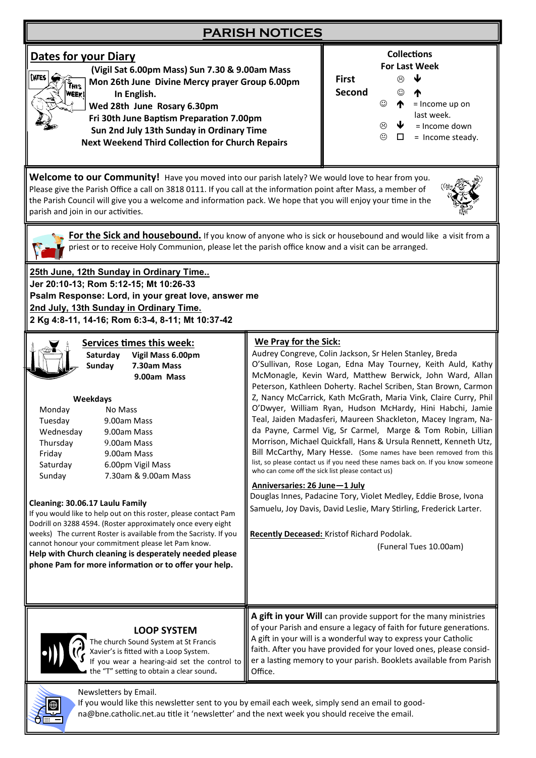# PARISH NOTICES

## Dates for your Diary

**(Vigil Sat 6.00pm Mass) Sun 7.30 & 9.00am Mass**
**Mon 26th June Divine Mercy prayer Group 6.00pm In English.**
**Wed 28th June Rosary 6.30pm**
**Fri 30th June Baptism Preparation 7.00pm**
**Sun 2nd July 13th Sunday in Ordinary Time**
**Next Weekend Third Collection for Church Repairs**

**Collections For Last Week**

**First** ☹ ↓
**Second** ☺ ↑

☺ ↑ = Income up on last week.
☹ ↓ = Income down
😐 ☐ = Income steady.

**Welcome to our Community!** Have you moved into our parish lately? We would love to hear from you. Please give the Parish Office a call on 3818 0111. If you call at the information point after Mass, a member of the Parish Council will give you a welcome and information pack. We hope that you will enjoy your time in the parish and join in our activities.

**For the Sick and housebound.** If you know of anyone who is sick or housebound and would like a visit from a priest or to receive Holy Communion, please let the parish office know and a visit can be arranged.

**25th June, 12th Sunday in Ordinary Time..**
**Jer 20:10-13; Rom 5:12-15; Mt 10:26-33**
**Psalm Response: Lord, in your great love, answer me**
**2nd July, 13th Sunday in Ordinary Time.**
**2 Kg 4:8-11, 14-16; Rom 6:3-4, 8-11; Mt 10:37-42**

## Services times this week:

| | |
|---|---|
| **Saturday** | **Vigil Mass 6.00pm** |
| **Sunday** | **7.30am Mass** |
| | **9.00am Mass** |

**Weekdays**

| | |
|---|---|
| Monday | No Mass |
| Tuesday | 9.00am Mass |
| Wednesday | 9.00am Mass |
| Thursday | 9.00am Mass |
| Friday | 9.00am Mass |
| Saturday | 6.00pm Vigil Mass |
| Sunday | 7.30am & 9.00am Mass |

**Cleaning: 30.06.17 Laulu Family**
If you would like to help out on this roster, please contact Pam Dodrill on 3288 4594. (Roster approximately once every eight weeks) The current Roster is available from the Sacristy. If you cannot honour your commitment please let Pam know.
**Help with Church cleaning is desperately needed please phone Pam for more information or to offer your help.**

## We Pray for the Sick:

Audrey Congreve, Colin Jackson, Sr Helen Stanley, Breda O'Sullivan, Rose Logan, Edna May Tourney, Keith Auld, Kathy McMonagle, Kevin Ward, Matthew Berwick, John Ward, Allan Peterson, Kathleen Doherty. Rachel Scriben, Stan Brown, Carmon Z, Nancy McCarrick, Kath McGrath, Maria Vink, Claire Curry, Phil O'Dwyer, William Ryan, Hudson McHardy, Hini Habchi, Jamie Teal, Jaiden Madasferi, Maureen Shackleton, Macey Ingram, Nada Payne, Carmel Vig, Sr Carmel, Marge & Tom Robin, Lillian Morrison, Michael Quickfall, Hans & Ursula Rennett, Kenneth Utz, Bill McCarthy, Mary Hesse. (Some names have been removed from this list, so please contact us if you need these names back on. If you know someone who can come off the sick list please contact us)

**Anniversaries: 26 June—1 July**
Douglas Innes, Padacine Tory, Violet Medley, Eddie Brose, Ivona Samuelu, Joy Davis, David Leslie, Mary Stirling, Frederick Larter.

**Recently Deceased:** Kristof Richard Podolak.
(Funeral Tues 10.00am)

## LOOP SYSTEM

The church Sound System at St Francis Xavier's is fitted with a Loop System.
If you wear a hearing-aid set the control to the "T" setting to obtain a clear sound**.**

**A gift in your Will** can provide support for the many ministries of your Parish and ensure a legacy of faith for future generations. A gift in your will is a wonderful way to express your Catholic faith. After you have provided for your loved ones, please consider a lasting memory to your parish. Booklets available from Parish Office.

Newsletters by Email.
If you would like this newsletter sent to you by email each week, simply send an email to goodna@bne.catholic.net.au title it 'newsletter' and the next week you should receive the email.